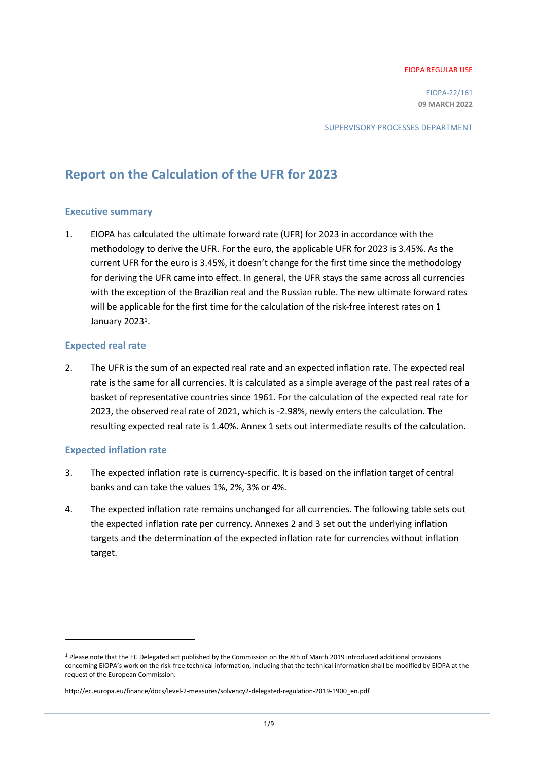EIOPA REGULAR USE

EIOPA-22/161
**09 MARCH 2022**

SUPERVISORY PROCESSES DEPARTMENT

# Report on the Calculation of the UFR for 2023

## Executive summary

1. EIOPA has calculated the ultimate forward rate (UFR) for 2023 in accordance with the methodology to derive the UFR. For the euro, the applicable UFR for 2023 is 3.45%. As the current UFR for the euro is 3.45%, it doesn't change for the first time since the methodology for deriving the UFR came into effect. In general, the UFR stays the same across all currencies with the exception of the Brazilian real and the Russian ruble. The new ultimate forward rates will be applicable for the first time for the calculation of the risk-free interest rates on 1 January 2023[1].

## Expected real rate

2. The UFR is the sum of an expected real rate and an expected inflation rate. The expected real rate is the same for all currencies. It is calculated as a simple average of the past real rates of a basket of representative countries since 1961. For the calculation of the expected real rate for 2023, the observed real rate of 2021, which is -2.98%, newly enters the calculation. The resulting expected real rate is 1.40%. Annex 1 sets out intermediate results of the calculation.

## Expected inflation rate

3. The expected inflation rate is currency-specific. It is based on the inflation target of central banks and can take the values 1%, 2%, 3% or 4%.

4. The expected inflation rate remains unchanged for all currencies. The following table sets out the expected inflation rate per currency. Annexes 2 and 3 set out the underlying inflation targets and the determination of the expected inflation rate for currencies without inflation target.

---

[1] Please note that the EC Delegated act published by the Commission on the 8th of March 2019 introduced additional provisions concerning EIOPA's work on the risk-free technical information, including that the technical information shall be modified by EIOPA at the request of the European Commission.

http://ec.europa.eu/finance/docs/level-2-measures/solvency2-delegated-regulation-2019-1900_en.pdf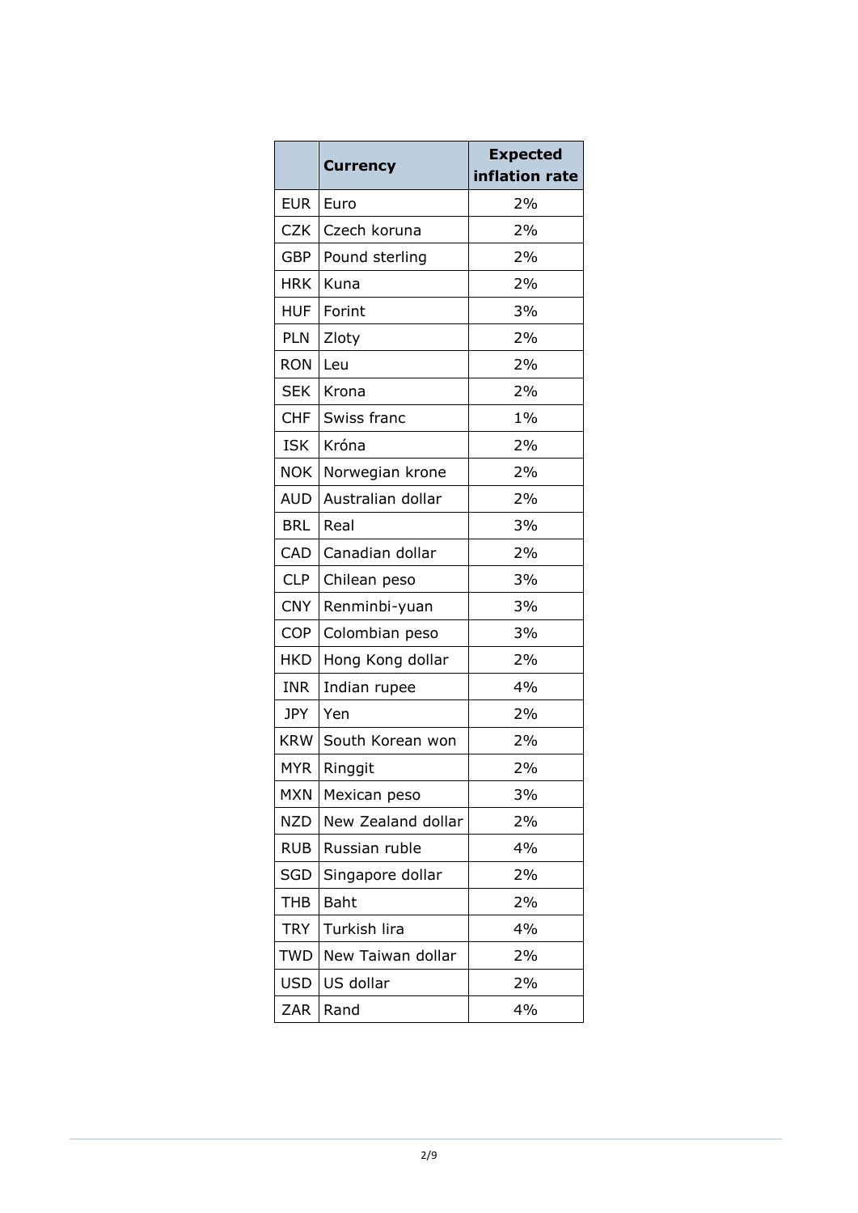| | Currency | Expected inflation rate |
|---|---|---|
| EUR | Euro | 2% |
| CZK | Czech koruna | 2% |
| GBP | Pound sterling | 2% |
| HRK | Kuna | 2% |
| HUF | Forint | 3% |
| PLN | Zloty | 2% |
| RON | Leu | 2% |
| SEK | Krona | 2% |
| CHF | Swiss franc | 1% |
| ISK | Króna | 2% |
| NOK | Norwegian krone | 2% |
| AUD | Australian dollar | 2% |
| BRL | Real | 3% |
| CAD | Canadian dollar | 2% |
| CLP | Chilean peso | 3% |
| CNY | Renminbi-yuan | 3% |
| COP | Colombian peso | 3% |
| HKD | Hong Kong dollar | 2% |
| INR | Indian rupee | 4% |
| JPY | Yen | 2% |
| KRW | South Korean won | 2% |
| MYR | Ringgit | 2% |
| MXN | Mexican peso | 3% |
| NZD | New Zealand dollar | 2% |
| RUB | Russian ruble | 4% |
| SGD | Singapore dollar | 2% |
| THB | Baht | 2% |
| TRY | Turkish lira | 4% |
| TWD | New Taiwan dollar | 2% |
| USD | US dollar | 2% |
| ZAR | Rand | 4% |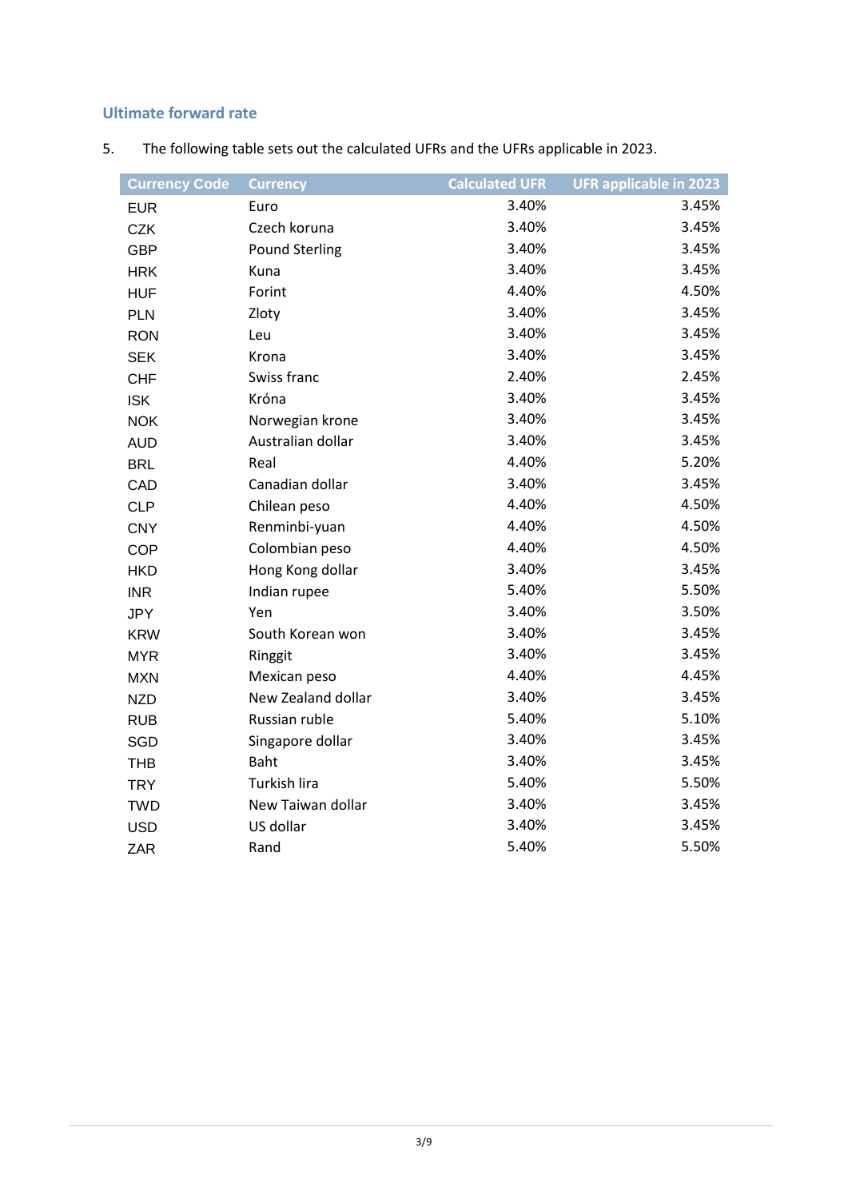## Ultimate forward rate

5. The following table sets out the calculated UFRs and the UFRs applicable in 2023.

| Currency Code | Currency | Calculated UFR | UFR applicable in 2023 |
|---|---|---|---|
| EUR | Euro | 3.40% | 3.45% |
| CZK | Czech koruna | 3.40% | 3.45% |
| GBP | Pound Sterling | 3.40% | 3.45% |
| HRK | Kuna | 3.40% | 3.45% |
| HUF | Forint | 4.40% | 4.50% |
| PLN | Zloty | 3.40% | 3.45% |
| RON | Leu | 3.40% | 3.45% |
| SEK | Krona | 3.40% | 3.45% |
| CHF | Swiss franc | 2.40% | 2.45% |
| ISK | Króna | 3.40% | 3.45% |
| NOK | Norwegian krone | 3.40% | 3.45% |
| AUD | Australian dollar | 3.40% | 3.45% |
| BRL | Real | 4.40% | 5.20% |
| CAD | Canadian dollar | 3.40% | 3.45% |
| CLP | Chilean peso | 4.40% | 4.50% |
| CNY | Renminbi-yuan | 4.40% | 4.50% |
| COP | Colombian peso | 4.40% | 4.50% |
| HKD | Hong Kong dollar | 3.40% | 3.45% |
| INR | Indian rupee | 5.40% | 5.50% |
| JPY | Yen | 3.40% | 3.50% |
| KRW | South Korean won | 3.40% | 3.45% |
| MYR | Ringgit | 3.40% | 3.45% |
| MXN | Mexican peso | 4.40% | 4.45% |
| NZD | New Zealand dollar | 3.40% | 3.45% |
| RUB | Russian ruble | 5.40% | 5.10% |
| SGD | Singapore dollar | 3.40% | 3.45% |
| THB | Baht | 3.40% | 3.45% |
| TRY | Turkish lira | 5.40% | 5.50% |
| TWD | New Taiwan dollar | 3.40% | 3.45% |
| USD | US dollar | 3.40% | 3.45% |
| ZAR | Rand | 5.40% | 5.50% |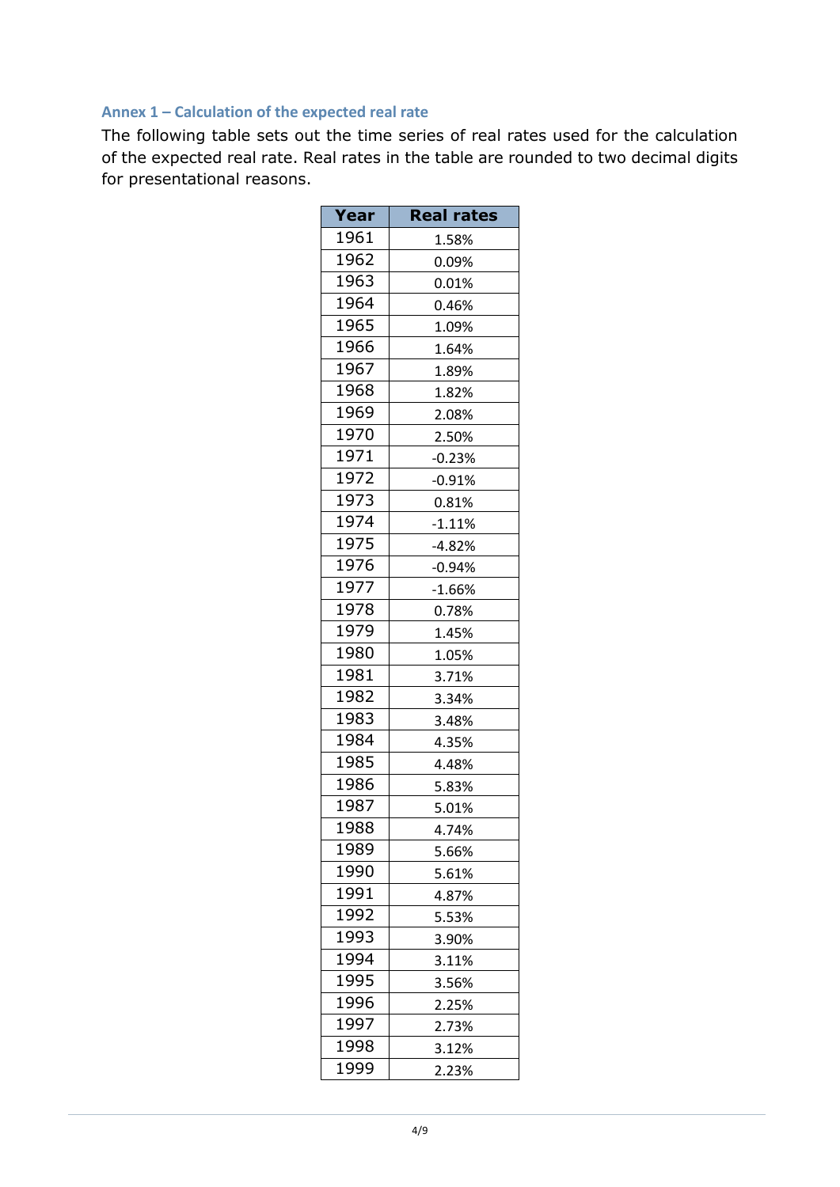### Annex 1 – Calculation of the expected real rate

The following table sets out the time series of real rates used for the calculation of the expected real rate. Real rates in the table are rounded to two decimal digits for presentational reasons.

| Year | Real rates |
|---|---|
| 1961 | 1.58% |
| 1962 | 0.09% |
| 1963 | 0.01% |
| 1964 | 0.46% |
| 1965 | 1.09% |
| 1966 | 1.64% |
| 1967 | 1.89% |
| 1968 | 1.82% |
| 1969 | 2.08% |
| 1970 | 2.50% |
| 1971 | -0.23% |
| 1972 | -0.91% |
| 1973 | 0.81% |
| 1974 | -1.11% |
| 1975 | -4.82% |
| 1976 | -0.94% |
| 1977 | -1.66% |
| 1978 | 0.78% |
| 1979 | 1.45% |
| 1980 | 1.05% |
| 1981 | 3.71% |
| 1982 | 3.34% |
| 1983 | 3.48% |
| 1984 | 4.35% |
| 1985 | 4.48% |
| 1986 | 5.83% |
| 1987 | 5.01% |
| 1988 | 4.74% |
| 1989 | 5.66% |
| 1990 | 5.61% |
| 1991 | 4.87% |
| 1992 | 5.53% |
| 1993 | 3.90% |
| 1994 | 3.11% |
| 1995 | 3.56% |
| 1996 | 2.25% |
| 1997 | 2.73% |
| 1998 | 3.12% |
| 1999 | 2.23% |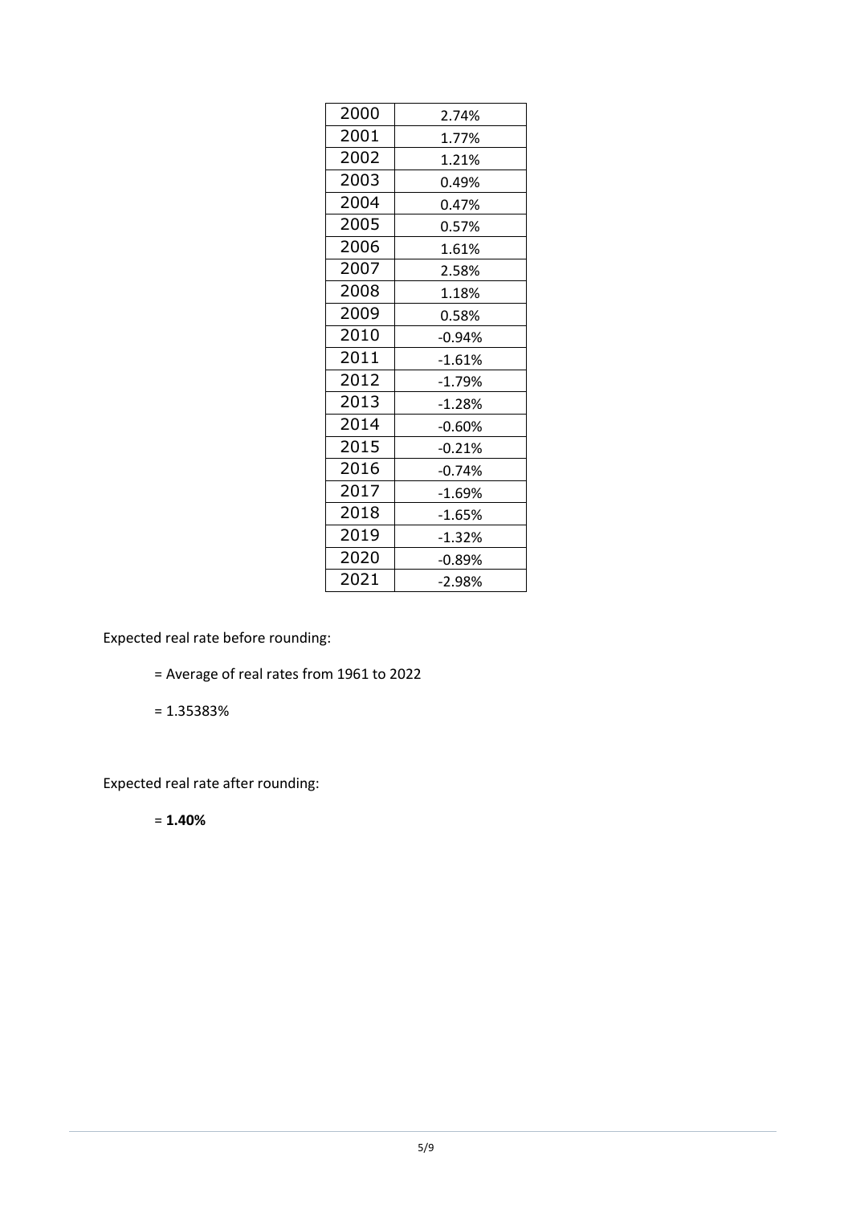| | |
|---|---|
| 2000 | 2.74% |
| 2001 | 1.77% |
| 2002 | 1.21% |
| 2003 | 0.49% |
| 2004 | 0.47% |
| 2005 | 0.57% |
| 2006 | 1.61% |
| 2007 | 2.58% |
| 2008 | 1.18% |
| 2009 | 0.58% |
| 2010 | -0.94% |
| 2011 | -1.61% |
| 2012 | -1.79% |
| 2013 | -1.28% |
| 2014 | -0.60% |
| 2015 | -0.21% |
| 2016 | -0.74% |
| 2017 | -1.69% |
| 2018 | -1.65% |
| 2019 | -1.32% |
| 2020 | -0.89% |
| 2021 | -2.98% |

Expected real rate before rounding:

= Average of real rates from 1961 to 2022

= 1.35383%

Expected real rate after rounding:

= **1.40%**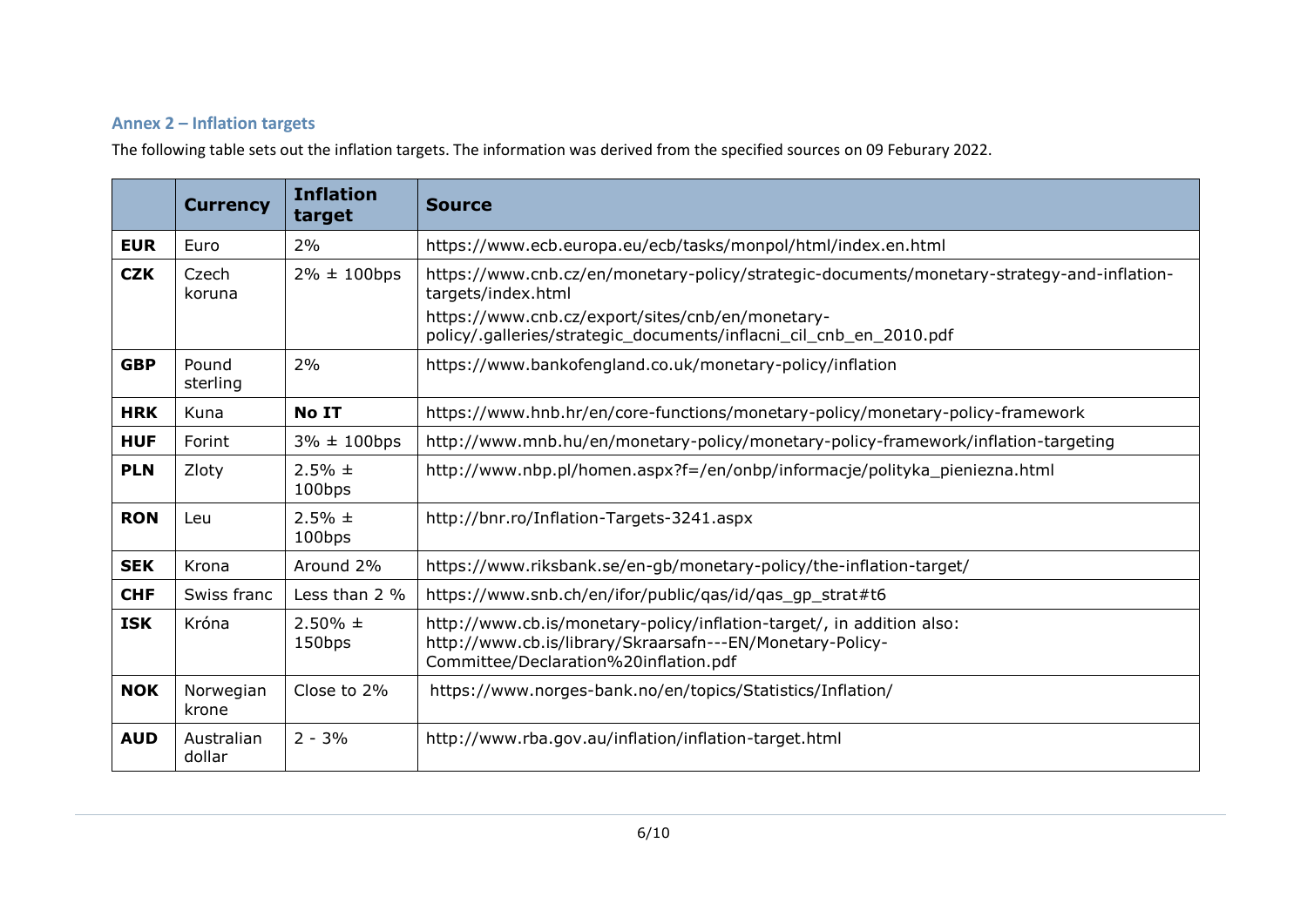### Annex 2 – Inflation targets

The following table sets out the inflation targets. The information was derived from the specified sources on 09 Feburary 2022.

| | Currency | Inflation target | Source |
|---|---|---|---|
| **EUR** | Euro | 2% | https://www.ecb.europa.eu/ecb/tasks/monpol/html/index.en.html |
| **CZK** | Czech koruna | 2% ± 100bps | https://www.cnb.cz/en/monetary-policy/strategic-documents/monetary-strategy-and-inflation-targets/index.html<br>https://www.cnb.cz/export/sites/cnb/en/monetary-policy/.galleries/strategic_documents/inflacni_cil_cnb_en_2010.pdf |
| **GBP** | Pound sterling | 2% | https://www.bankofengland.co.uk/monetary-policy/inflation |
| **HRK** | Kuna | **No IT** | https://www.hnb.hr/en/core-functions/monetary-policy/monetary-policy-framework |
| **HUF** | Forint | 3% ± 100bps | http://www.mnb.hu/en/monetary-policy/monetary-policy-framework/inflation-targeting |
| **PLN** | Zloty | 2.5% ± 100bps | http://www.nbp.pl/homen.aspx?f=/en/onbp/informacje/polityka_pieniezna.html |
| **RON** | Leu | 2.5% ± 100bps | http://bnr.ro/Inflation-Targets-3241.aspx |
| **SEK** | Krona | Around 2% | https://www.riksbank.se/en-gb/monetary-policy/the-inflation-target/ |
| **CHF** | Swiss franc | Less than 2 % | https://www.snb.ch/en/ifor/public/qas/id/qas_gp_strat#t6 |
| **ISK** | Króna | 2.50% ± 150bps | http://www.cb.is/monetary-policy/inflation-target/, in addition also: http://www.cb.is/library/Skraarsafn---EN/Monetary-Policy-Committee/Declaration%20inflation.pdf |
| **NOK** | Norwegian krone | Close to 2% | https://www.norges-bank.no/en/topics/Statistics/Inflation/ |
| **AUD** | Australian dollar | 2 - 3% | http://www.rba.gov.au/inflation/inflation-target.html |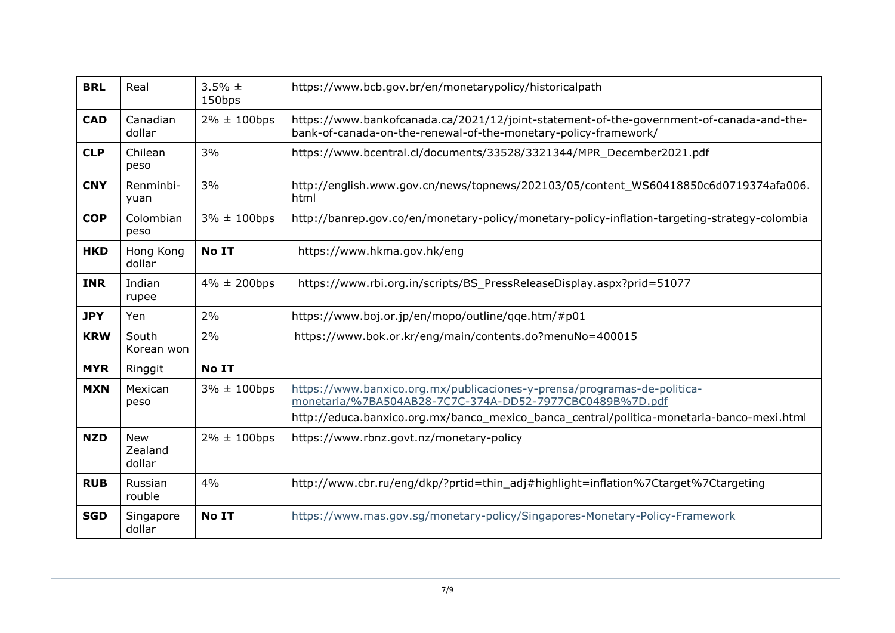| **BRL** | Real | 3.5% ± 150bps | https://www.bcb.gov.br/en/monetarypolicy/historicalpath |
|---|---|---|---|
| **CAD** | Canadian dollar | 2% ± 100bps | https://www.bankofcanada.ca/2021/12/joint-statement-of-the-government-of-canada-and-the-bank-of-canada-on-the-renewal-of-the-monetary-policy-framework/ |
| **CLP** | Chilean peso | 3% | https://www.bcentral.cl/documents/33528/3321344/MPR_December2021.pdf |
| **CNY** | Renminbi-yuan | 3% | http://english.www.gov.cn/news/topnews/202103/05/content_WS60418850c6d0719374afa006.html |
| **COP** | Colombian peso | 3% ± 100bps | http://banrep.gov.co/en/monetary-policy/monetary-policy-inflation-targeting-strategy-colombia |
| **HKD** | Hong Kong dollar | **No IT** | https://www.hkma.gov.hk/eng |
| **INR** | Indian rupee | 4% ± 200bps | https://www.rbi.org.in/scripts/BS_PressReleaseDisplay.aspx?prid=51077 |
| **JPY** | Yen | 2% | https://www.boj.or.jp/en/mopo/outline/qqe.htm/#p01 |
| **KRW** | South Korean won | 2% | https://www.bok.or.kr/eng/main/contents.do?menuNo=400015 |
| **MYR** | Ringgit | **No IT** | |
| **MXN** | Mexican peso | 3% ± 100bps | https://www.banxico.org.mx/publicaciones-y-prensa/programas-de-politica-monetaria/%7BA504AB28-7C7C-374A-DD52-7977CBC0489B%7D.pdf http://educa.banxico.org.mx/banco_mexico_banca_central/politica-monetaria-banco-mexi.html |
| **NZD** | New Zealand dollar | 2% ± 100bps | https://www.rbnz.govt.nz/monetary-policy |
| **RUB** | Russian rouble | 4% | http://www.cbr.ru/eng/dkp/?prtid=thin_adj#highlight=inflation%7Ctarget%7Ctargeting |
| **SGD** | Singapore dollar | **No IT** | https://www.mas.gov.sg/monetary-policy/Singapores-Monetary-Policy-Framework |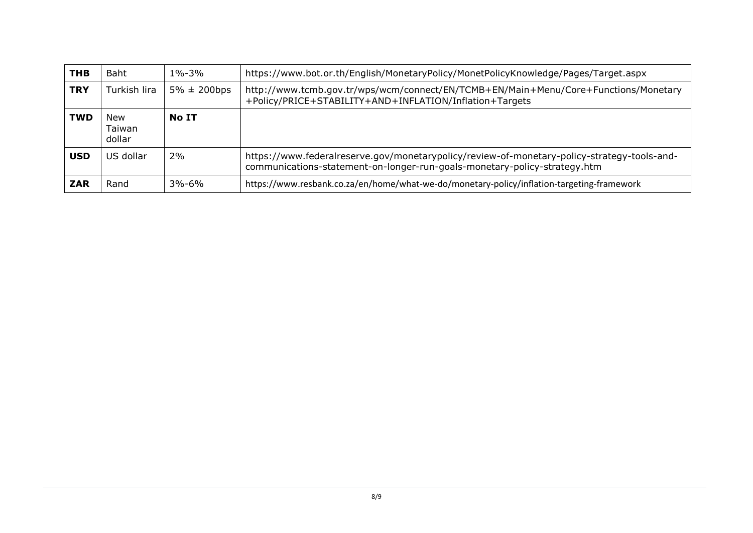| **THB** | Baht | 1%-3% | https://www.bot.or.th/English/MonetaryPolicy/MonetPolicyKnowledge/Pages/Target.aspx |
|---|---|---|---|
| **TRY** | Turkish lira | 5% ± 200bps | http://www.tcmb.gov.tr/wps/wcm/connect/EN/TCMB+EN/Main+Menu/Core+Functions/Monetary+Policy/PRICE+STABILITY+AND+INFLATION/Inflation+Targets |
| **TWD** | New Taiwan dollar | **No IT** | |
| **USD** | US dollar | 2% | https://www.federalreserve.gov/monetarypolicy/review-of-monetary-policy-strategy-tools-and-communications-statement-on-longer-run-goals-monetary-policy-strategy.htm |
| **ZAR** | Rand | 3%-6% | https://www.resbank.co.za/en/home/what-we-do/monetary-policy/inflation-targeting-framework |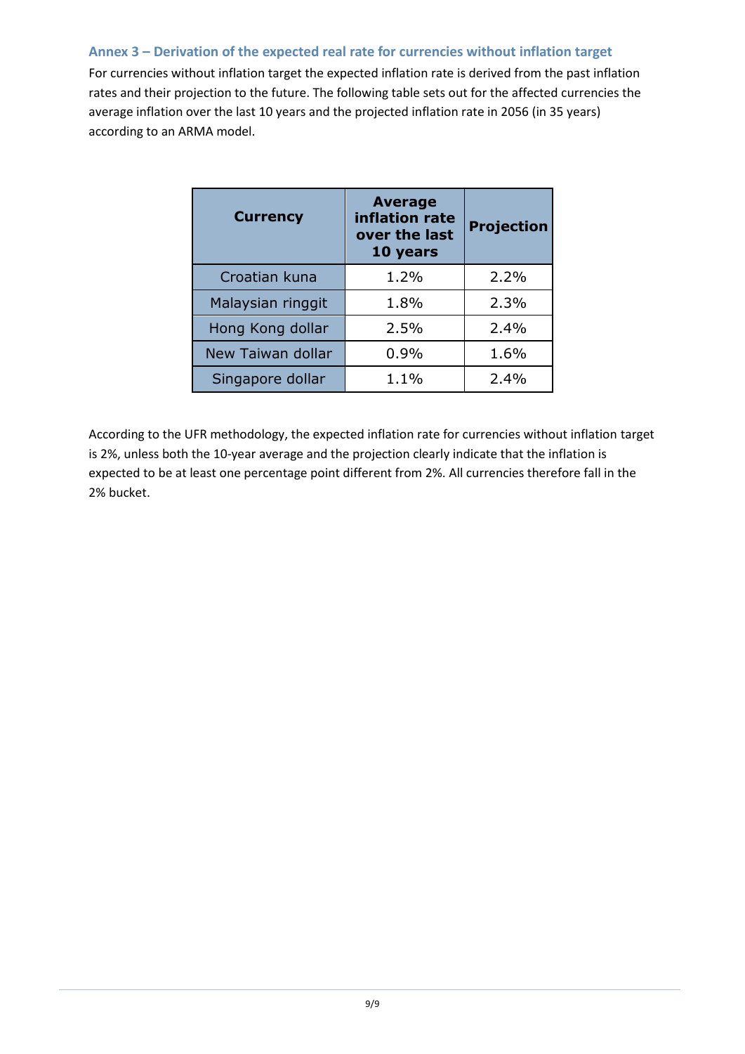## Annex 3 – Derivation of the expected real rate for currencies without inflation target

For currencies without inflation target the expected inflation rate is derived from the past inflation rates and their projection to the future. The following table sets out for the affected currencies the average inflation over the last 10 years and the projected inflation rate in 2056 (in 35 years) according to an ARMA model.

| Currency | Average inflation rate over the last 10 years | Projection |
|---|---|---|
| Croatian kuna | 1.2% | 2.2% |
| Malaysian ringgit | 1.8% | 2.3% |
| Hong Kong dollar | 2.5% | 2.4% |
| New Taiwan dollar | 0.9% | 1.6% |
| Singapore dollar | 1.1% | 2.4% |

According to the UFR methodology, the expected inflation rate for currencies without inflation target is 2%, unless both the 10-year average and the projection clearly indicate that the inflation is expected to be at least one percentage point different from 2%. All currencies therefore fall in the 2% bucket.